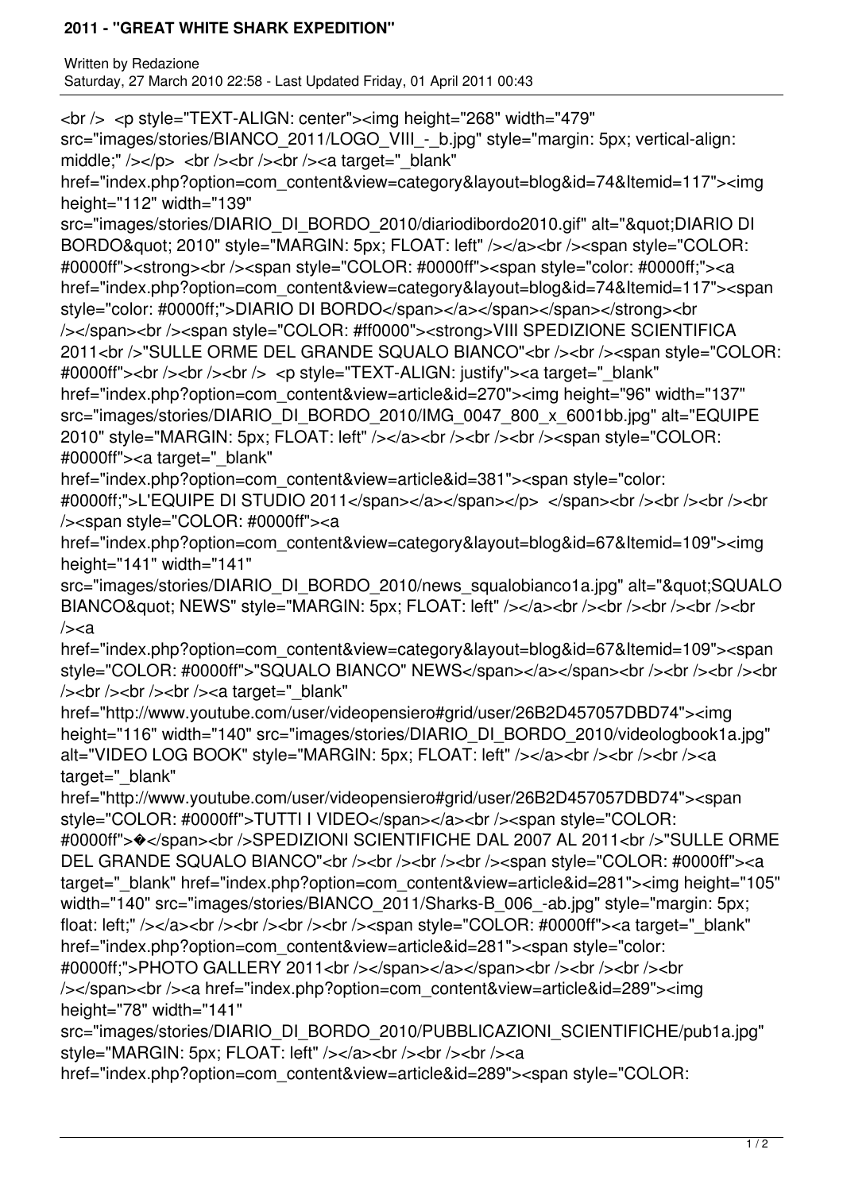## 2011 - "GREAT WHITE SHARK EXPEDITION"

Written by Redazione
Saturday, 27 March 2010 22:58 - Last Updated Friday, 01 April 2011 00:43

<br /> <p style="TEXT-ALIGN: center"><img height="268" width="479" src="images/stories/BIANCO_2011/LOGO_VIII_-_b.jpg" style="margin: 5px; vertical-align: middle;" /></p> <br /><br /><br /><a target="_blank" href="index.php?option=com_content&view=category&layout=blog&id=74&Itemid=117"><img height="112" width="139" src="images/stories/DIARIO_DI_BORDO_2010/diariodibordo2010.gif" alt="&quot;DIARIO DI BORDO&quot; 2010" style="MARGIN: 5px; FLOAT: left" /></a><br /><span style="COLOR: #0000ff"><strong><br /><span style="COLOR: #0000ff"><span style="color: #0000ff;"><a href="index.php?option=com_content&view=category&layout=blog&id=74&Itemid=117"><span style="color: #0000ff;">DIARIO DI BORDO</span></a></span></span></strong><br /></span><br /><span style="COLOR: #ff0000"><strong>VIII SPEDIZIONE SCIENTIFICA 2011<br />"SULLE ORME DEL GRANDE SQUALO BIANCO"<br /><br /><span style="COLOR: #0000ff"><br /><br /><br /> <p style="TEXT-ALIGN: justify"><a target="_blank" href="index.php?option=com_content&view=article&id=270"><img height="96" width="137" src="images/stories/DIARIO_DI_BORDO_2010/IMG_0047_800_x_6001bb.jpg" alt="EQUIPE 2010" style="MARGIN: 5px; FLOAT: left" /></a><br /><br /><br /><span style="COLOR: #0000ff"><a target="_blank" href="index.php?option=com_content&view=article&id=381"><span style="color: #0000ff;">L'EQUIPE DI STUDIO 2011</span></a></span></p> </span><br /><br /><br /><br /><span style="COLOR: #0000ff"><a href="index.php?option=com_content&view=category&layout=blog&id=67&Itemid=109"><img height="141" width="141" src="images/stories/DIARIO_DI_BORDO_2010/news_squalobianco1a.jpg" alt="&quot;SQUALO BIANCO&quot; NEWS" style="MARGIN: 5px; FLOAT: left" /></a><br /><br /><br /><br /><br /><a href="index.php?option=com_content&view=category&layout=blog&id=67&Itemid=109"><span style="COLOR: #0000ff">"SQUALO BIANCO" NEWS</span></a></span><br /><br /><br /><br /><br /><br /><a target="_blank" href="http://www.youtube.com/user/videopensiero#grid/user/26B2D457057DBD74"><img height="116" width="140" src="images/stories/DIARIO_DI_BORDO_2010/videologbook1a.jpg" alt="VIDEO LOG BOOK" style="MARGIN: 5px; FLOAT: left" /></a><br /><br /><br /><a target="_blank" href="http://www.youtube.com/user/videopensiero#grid/user/26B2D457057DBD74"><span style="COLOR: #0000ff">TUTTI I VIDEO</span></a><br /><span style="COLOR: #0000ff">�</span><br />SPEDIZIONI SCIENTIFICHE DAL 2007 AL 2011<br />"SULLE ORME DEL GRANDE SQUALO BIANCO"<br /><br /><br /><br /><span style="COLOR: #0000ff"><a target="_blank" href="index.php?option=com_content&view=article&id=281"><img height="105" width="140" src="images/stories/BIANCO_2011/Sharks-B_006_-ab.jpg" style="margin: 5px; float: left;" /></a><br /><br /><br /><br /><span style="COLOR: #0000ff"><a target="_blank" href="index.php?option=com_content&view=article&id=281"><span style="color: #0000ff;">PHOTO GALLERY 2011<br /></span></a></span><br /><br /><br /><br /></span><br /><a href="index.php?option=com_content&view=article&id=289"><img height="78" width="141" src="images/stories/DIARIO_DI_BORDO_2010/PUBBLICAZIONI_SCIENTIFICHE/pub1a.jpg" style="MARGIN: 5px; FLOAT: left" /></a><br /><br /><br /><a href="index.php?option=com_content&view=article&id=289"><span style="COLOR: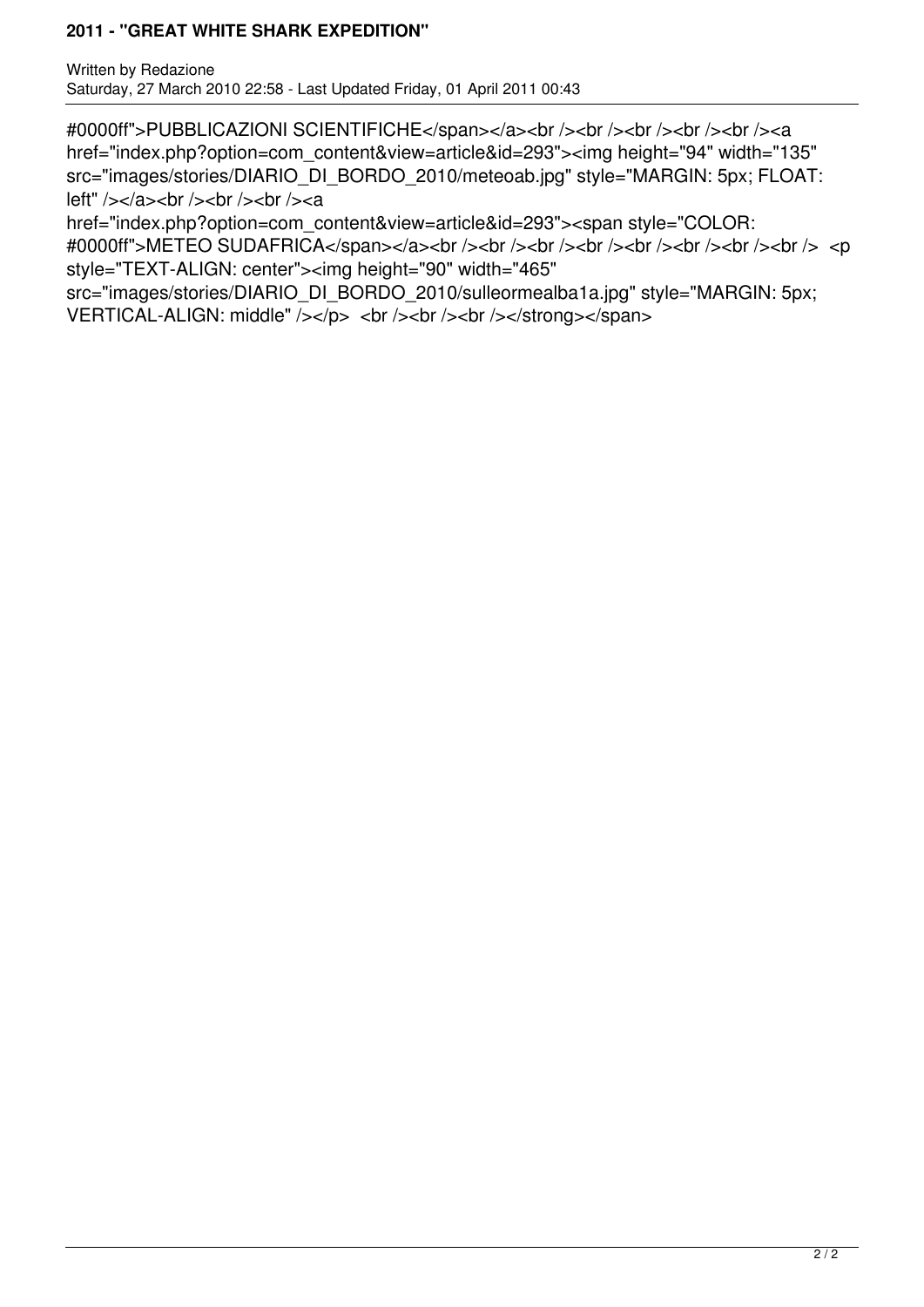#0000ff">PUBBLICAZIONI SCIENTIFICHE</span></a><br /><br /><br /><br /><br /><a href="index.php?option=com_content&view=article&id=293"><img height="94" width="135" src="images/stories/DIARIO_DI_BORDO_2010/meteoab.jpg" style="MARGIN: 5px; FLOAT: left" /></a><br /><br /><br /><a href="index.php?option=com_content&view=article&id=293"><span style="COLOR: #0000ff">METEO SUDAFRICA</span></a><br /><br /><br /><br /><br /><br /><br /> <p style="TEXT-ALIGN: center"><img height="90" width="465" src="images/stories/DIARIO_DI_BORDO_2010/sulleormealba1a.jpg" style="MARGIN: 5px; VERTICAL-ALIGN: middle" /></p> <br /><br /><br /></strong></span>